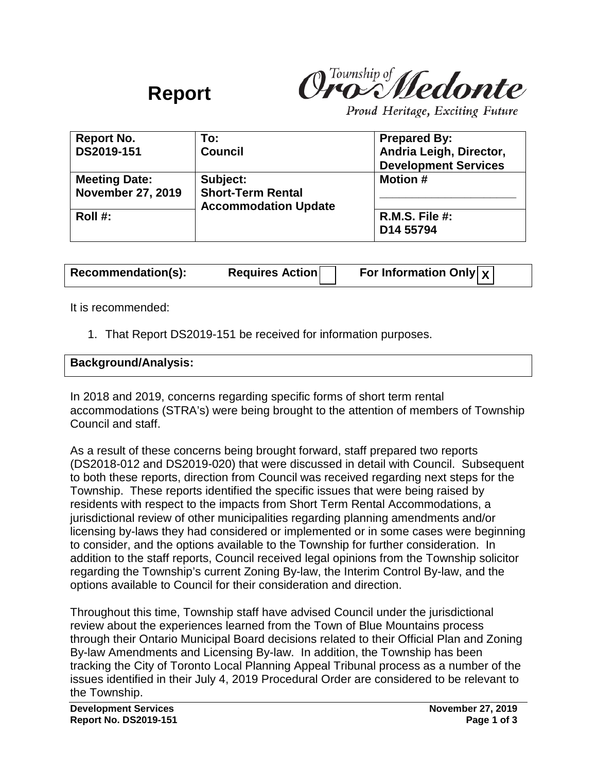# Report

Township of Oro-Medonte

*Proud Heritage, Exciting Future*

| Report No. DS2019-151 | To: Council | Prepared By: Andria Leigh, Director, Development Services |
|---|---|---|
| **Meeting Date:** November 27, 2019 | **Subject:** Short-Term Rental Accommodation Update | **Motion #** ____________________ |
| **Roll #:** | | **R.M.S. File #:** D14 55794 |

| Recommendation(s): | Requires Action [ ] | For Information Only [X] |
|---|---|---|

It is recommended:

1. That Report DS2019-151 be received for information purposes.

**Background/Analysis:**

In 2018 and 2019, concerns regarding specific forms of short term rental accommodations (STRA's) were being brought to the attention of members of Township Council and staff.

As a result of these concerns being brought forward, staff prepared two reports (DS2018-012 and DS2019-020) that were discussed in detail with Council. Subsequent to both these reports, direction from Council was received regarding next steps for the Township. These reports identified the specific issues that were being raised by residents with respect to the impacts from Short Term Rental Accommodations, a jurisdictional review of other municipalities regarding planning amendments and/or licensing by-laws they had considered or implemented or in some cases were beginning to consider, and the options available to the Township for further consideration. In addition to the staff reports, Council received legal opinions from the Township solicitor regarding the Township's current Zoning By-law, the Interim Control By-law, and the options available to Council for their consideration and direction.

Throughout this time, Township staff have advised Council under the jurisdictional review about the experiences learned from the Town of Blue Mountains process through their Ontario Municipal Board decisions related to their Official Plan and Zoning By-law Amendments and Licensing By-law. In addition, the Township has been tracking the City of Toronto Local Planning Appeal Tribunal process as a number of the issues identified in their July 4, 2019 Procedural Order are considered to be relevant to the Township.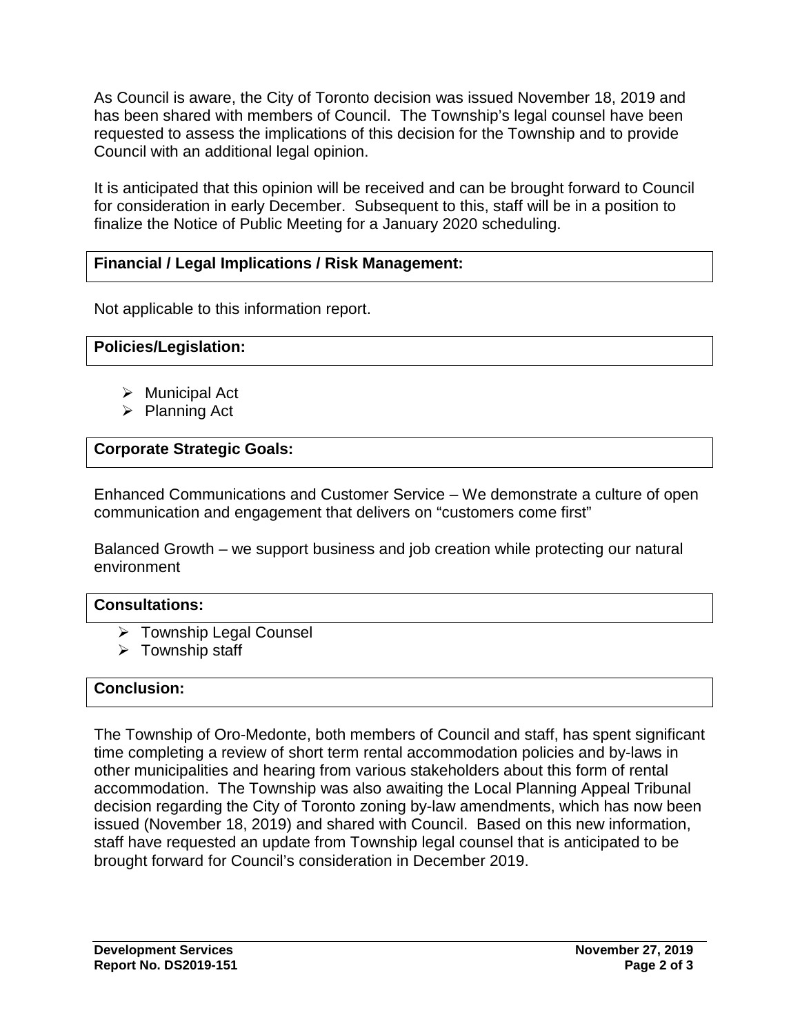As Council is aware, the City of Toronto decision was issued November 18, 2019 and has been shared with members of Council. The Township's legal counsel have been requested to assess the implications of this decision for the Township and to provide Council with an additional legal opinion.

It is anticipated that this opinion will be received and can be brought forward to Council for consideration in early December. Subsequent to this, staff will be in a position to finalize the Notice of Public Meeting for a January 2020 scheduling.

**Financial / Legal Implications / Risk Management:**

Not applicable to this information report.

**Policies/Legislation:**

- Municipal Act
- Planning Act

**Corporate Strategic Goals:**

Enhanced Communications and Customer Service – We demonstrate a culture of open communication and engagement that delivers on "customers come first"

Balanced Growth – we support business and job creation while protecting our natural environment

**Consultations:**

- Township Legal Counsel
- Township staff

**Conclusion:**

The Township of Oro-Medonte, both members of Council and staff, has spent significant time completing a review of short term rental accommodation policies and by-laws in other municipalities and hearing from various stakeholders about this form of rental accommodation. The Township was also awaiting the Local Planning Appeal Tribunal decision regarding the City of Toronto zoning by-law amendments, which has now been issued (November 18, 2019) and shared with Council. Based on this new information, staff have requested an update from Township legal counsel that is anticipated to be brought forward for Council's consideration in December 2019.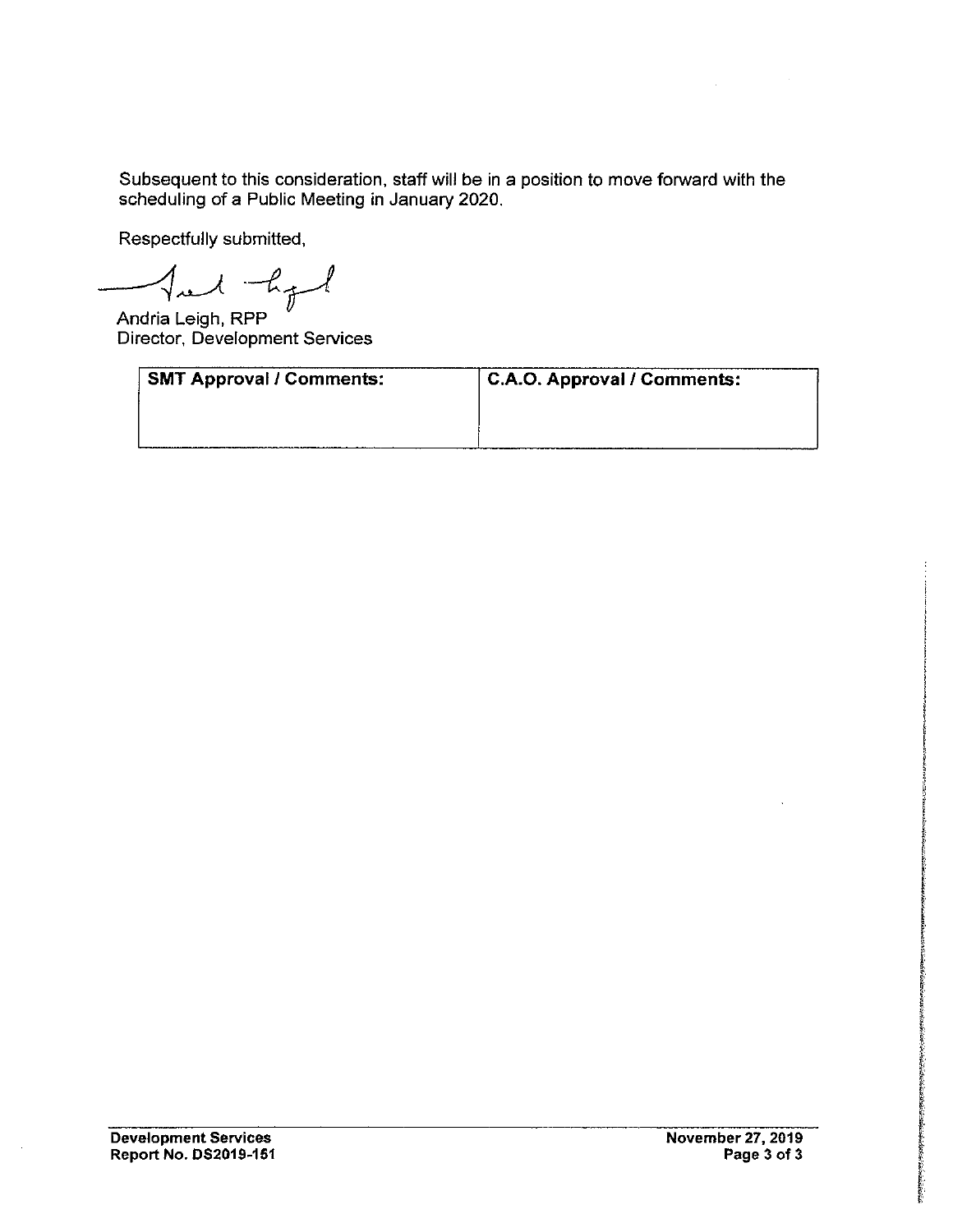Subsequent to this consideration, staff will be in a position to move forward with the scheduling of a Public Meeting in January 2020.

Respectfully submitted,

Andria Leigh, RPP
Director, Development Services

| **SMT Approval / Comments:** | **C.A.O. Approval / Comments:** |
| --- | --- |
| | |

**Development Services**
**Report No. DS2019-151**

**November 27, 2019**